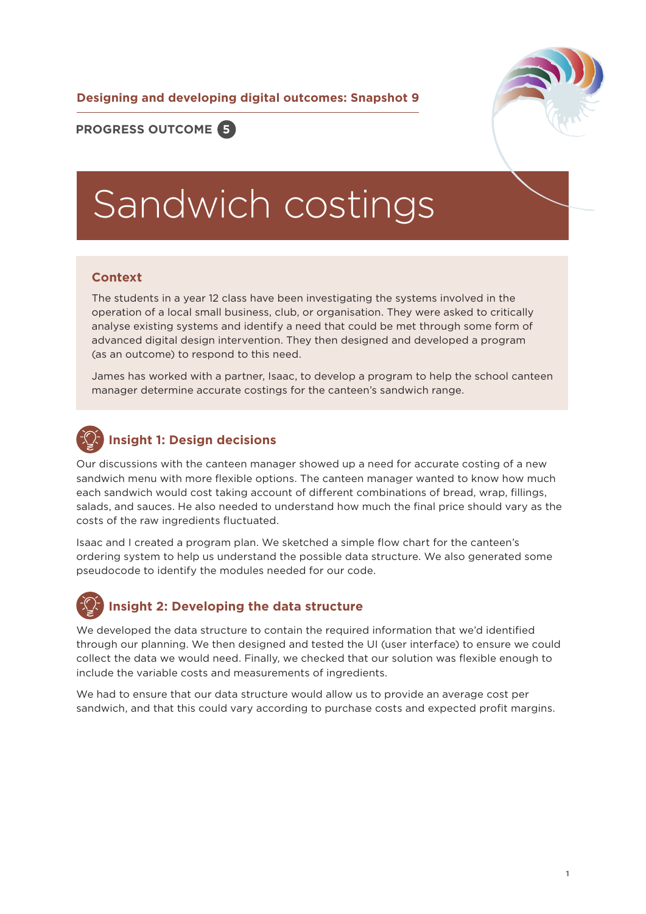**Designing and developing digital outcomes: Snapshot 9**

**PROGRESS OUTCOME 5**

# Sandwich costings

## Context

The students in a year 12 class have been investigating the systems involved in the operation of a local small business, club, or organisation. They were asked to critically analyse existing systems and identify a need that could be met through some form of advanced digital design intervention. They then designed and developed a program (as an outcome) to respond to this need.

James has worked with a partner, Isaac, to develop a program to help the school canteen manager determine accurate costings for the canteen's sandwich range.

## Insight 1: Design decisions

Our discussions with the canteen manager showed up a need for accurate costing of a new sandwich menu with more flexible options. The canteen manager wanted to know how much each sandwich would cost taking account of different combinations of bread, wrap, fillings, salads, and sauces. He also needed to understand how much the final price should vary as the costs of the raw ingredients fluctuated.

Isaac and I created a program plan. We sketched a simple flow chart for the canteen's ordering system to help us understand the possible data structure. We also generated some pseudocode to identify the modules needed for our code.

## Insight 2: Developing the data structure

We developed the data structure to contain the required information that we'd identified through our planning. We then designed and tested the UI (user interface) to ensure we could collect the data we would need. Finally, we checked that our solution was flexible enough to include the variable costs and measurements of ingredients.

We had to ensure that our data structure would allow us to provide an average cost per sandwich, and that this could vary according to purchase costs and expected profit margins.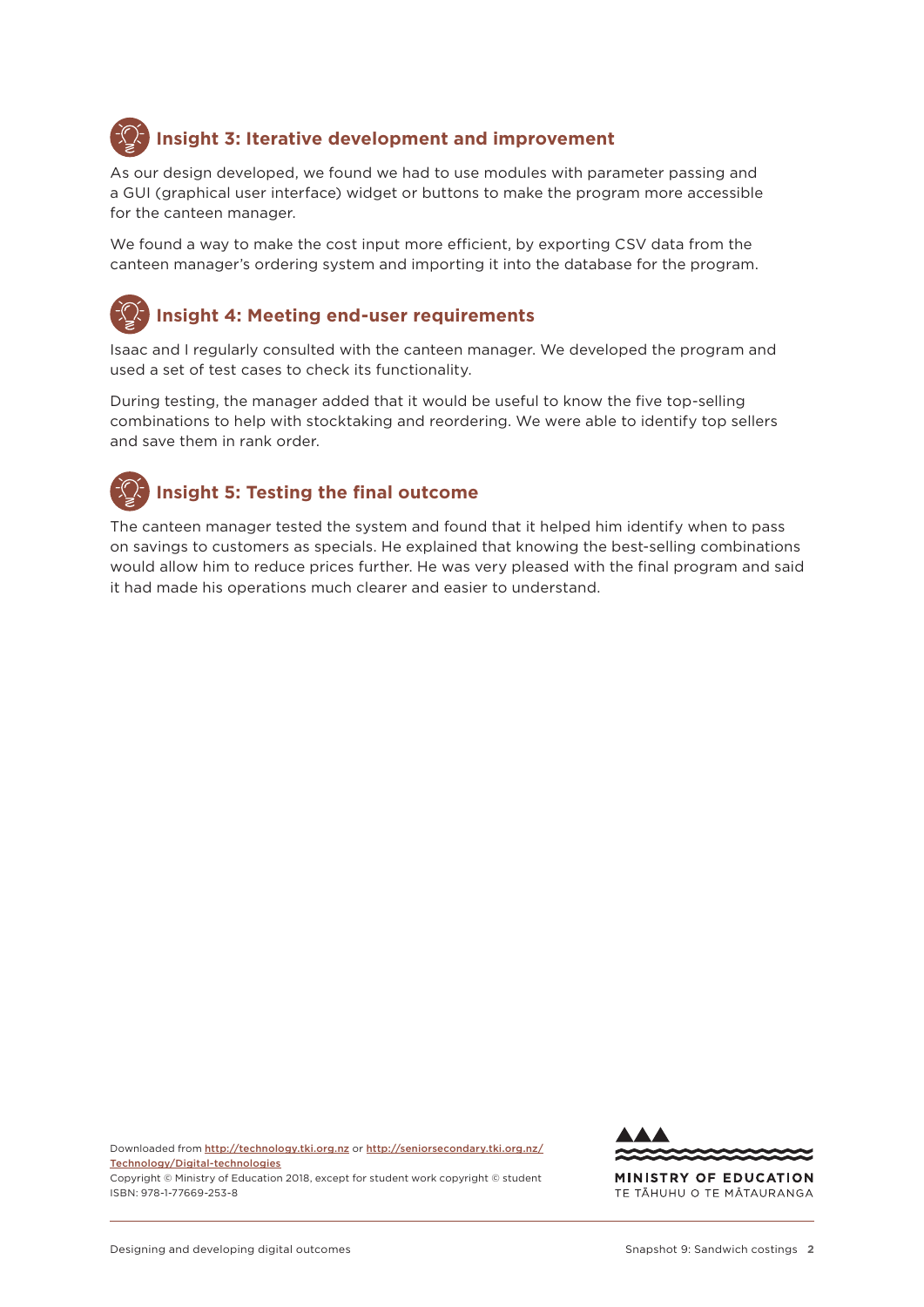## Insight 3: Iterative development and improvement

As our design developed, we found we had to use modules with parameter passing and a GUI (graphical user interface) widget or buttons to make the program more accessible for the canteen manager.

We found a way to make the cost input more efficient, by exporting CSV data from the canteen manager's ordering system and importing it into the database for the program.

## Insight 4: Meeting end-user requirements

Isaac and I regularly consulted with the canteen manager. We developed the program and used a set of test cases to check its functionality.

During testing, the manager added that it would be useful to know the five top-selling combinations to help with stocktaking and reordering. We were able to identify top sellers and save them in rank order.

## Insight 5: Testing the final outcome

The canteen manager tested the system and found that it helped him identify when to pass on savings to customers as specials. He explained that knowing the best-selling combinations would allow him to reduce prices further. He was very pleased with the final program and said it had made his operations much clearer and easier to understand.

Downloaded from http://technology.tki.org.nz or http://seniorsecondary.tki.org.nz/Technology/Digital-technologies
Copyright © Ministry of Education 2018, except for student work copyright © student
ISBN: 978-1-77669-253-8

MINISTRY OF EDUCATION
TE TĀHUHU O TE MĀTAURANGA